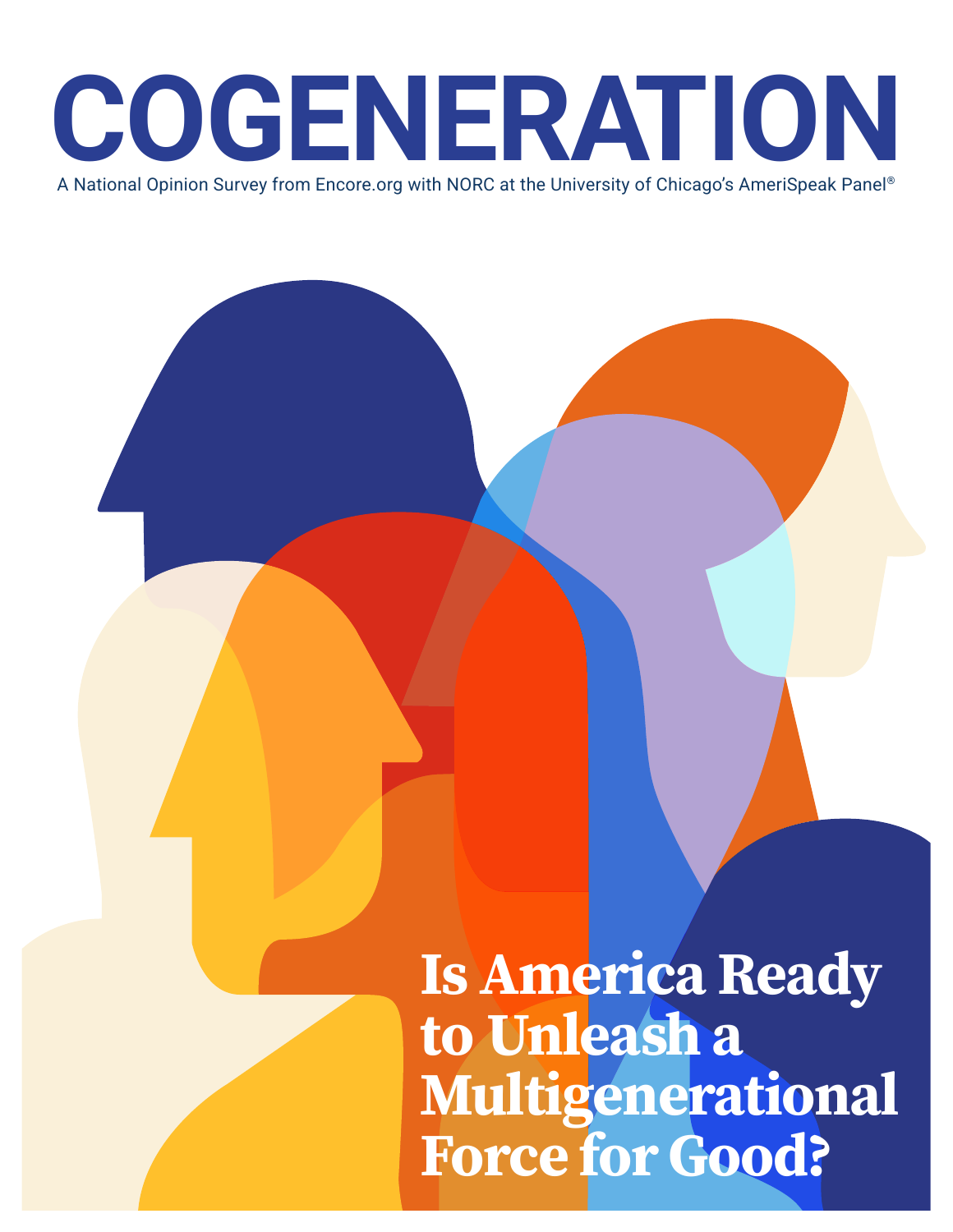# COGENERATION

A National Opinion Survey from Encore.org with NORC at the University of Chicago's AmeriSpeak Panel®

## Is America Ready to Unleash a Multigenerational Force for Good?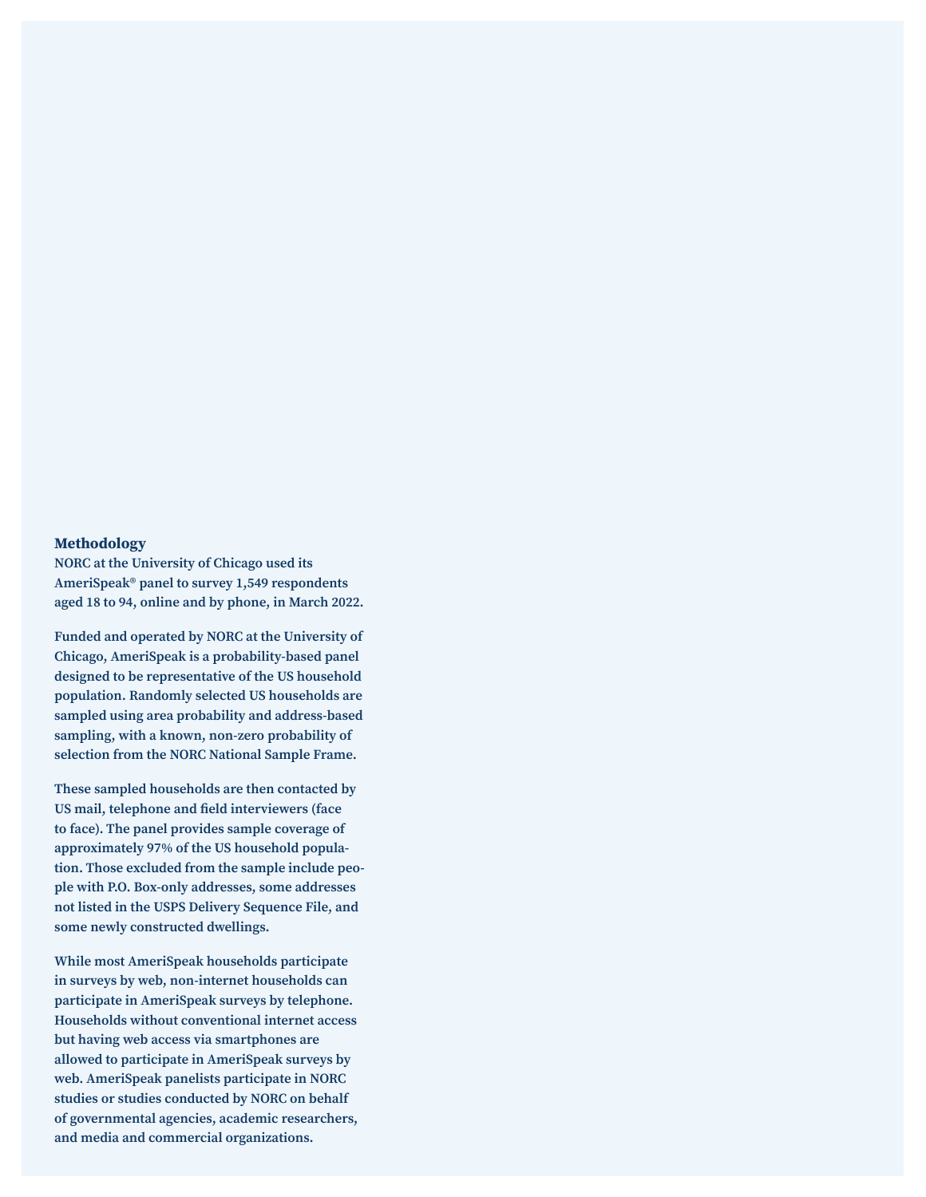## Methodology

NORC at the University of Chicago used its AmeriSpeak® panel to survey 1,549 respondents aged 18 to 94, online and by phone, in March 2022.

Funded and operated by NORC at the University of Chicago, AmeriSpeak is a probability-based panel designed to be representative of the US household population. Randomly selected US households are sampled using area probability and address-based sampling, with a known, non-zero probability of selection from the NORC National Sample Frame.

These sampled households are then contacted by US mail, telephone and field interviewers (face to face). The panel provides sample coverage of approximately 97% of the US household population. Those excluded from the sample include people with P.O. Box-only addresses, some addresses not listed in the USPS Delivery Sequence File, and some newly constructed dwellings.

While most AmeriSpeak households participate in surveys by web, non-internet households can participate in AmeriSpeak surveys by telephone. Households without conventional internet access but having web access via smartphones are allowed to participate in AmeriSpeak surveys by web. AmeriSpeak panelists participate in NORC studies or studies conducted by NORC on behalf of governmental agencies, academic researchers, and media and commercial organizations.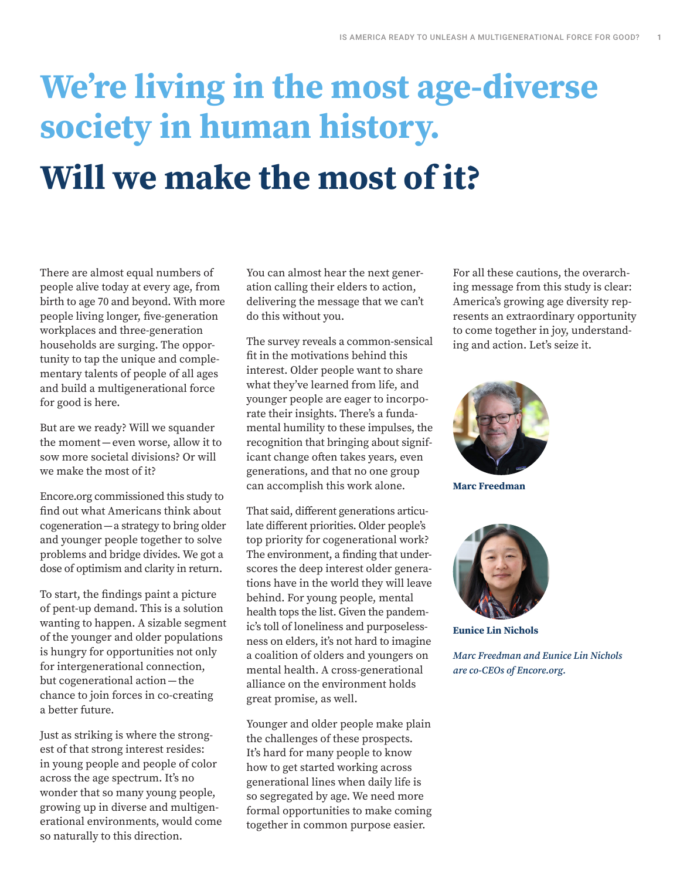# We're living in the most age-diverse society in human history.

# Will we make the most of it?

There are almost equal numbers of people alive today at every age, from birth to age 70 and beyond. With more people living longer, five-generation workplaces and three-generation households are surging. The opportunity to tap the unique and complementary talents of people of all ages and build a multigenerational force for good is here.

But are we ready? Will we squander the moment—even worse, allow it to sow more societal divisions? Or will we make the most of it?

Encore.org commissioned this study to find out what Americans think about cogeneration—a strategy to bring older and younger people together to solve problems and bridge divides. We got a dose of optimism and clarity in return.

To start, the findings paint a picture of pent-up demand. This is a solution wanting to happen. A sizable segment of the younger and older populations is hungry for opportunities not only for intergenerational connection, but cogenerational action—the chance to join forces in co-creating a better future.

Just as striking is where the strongest of that strong interest resides: in young people and people of color across the age spectrum. It's no wonder that so many young people, growing up in diverse and multigenerational environments, would come so naturally to this direction.

You can almost hear the next generation calling their elders to action, delivering the message that we can't do this without you.

The survey reveals a common-sensical fit in the motivations behind this interest. Older people want to share what they've learned from life, and younger people are eager to incorporate their insights. There's a fundamental humility to these impulses, the recognition that bringing about significant change often takes years, even generations, and that no one group can accomplish this work alone.

That said, different generations articulate different priorities. Older people's top priority for cogenerational work? The environment, a finding that underscores the deep interest older generations have in the world they will leave behind. For young people, mental health tops the list. Given the pandemic's toll of loneliness and purposelessness on elders, it's not hard to imagine a coalition of olders and youngers on mental health. A cross-generational alliance on the environment holds great promise, as well.

Younger and older people make plain the challenges of these prospects. It's hard for many people to know how to get started working across generational lines when daily life is so segregated by age. We need more formal opportunities to make coming together in common purpose easier.

For all these cautions, the overarching message from this study is clear: America's growing age diversity represents an extraordinary opportunity to come together in joy, understanding and action. Let's seize it.

**Marc Freedman**

**Eunice Lin Nichols**

*Marc Freedman and Eunice Lin Nichols are co-CEOs of Encore.org.*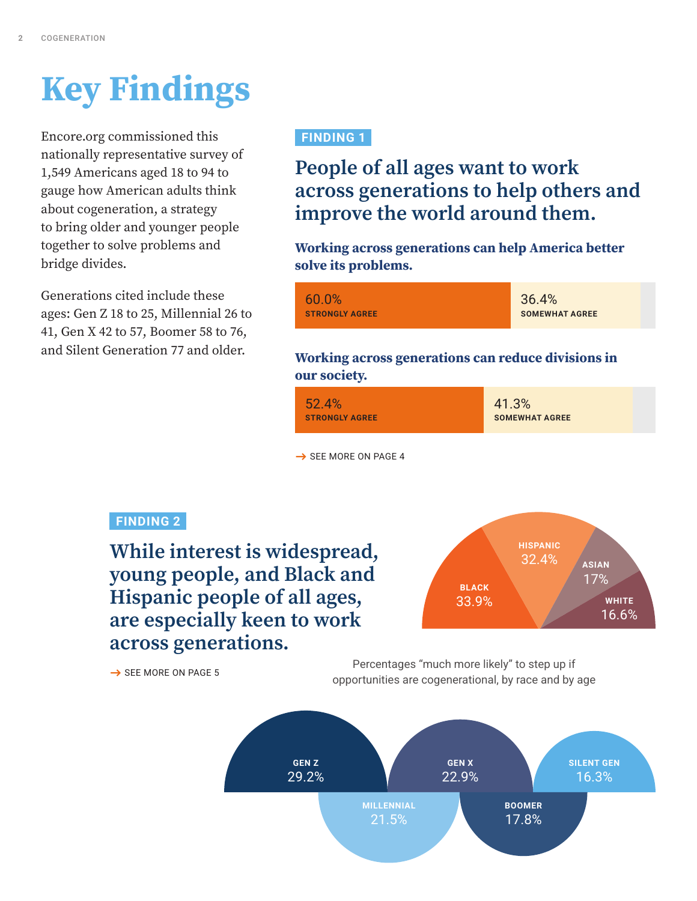# Key Findings

Encore.org commissioned this nationally representative survey of 1,549 Americans aged 18 to 94 to gauge how American adults think about cogeneration, a strategy to bring older and younger people together to solve problems and bridge divides.

Generations cited include these ages: Gen Z 18 to 25, Millennial 26 to 41, Gen X 42 to 57, Boomer 58 to 76, and Silent Generation 77 and older.

**FINDING 1**

## People of all ages want to work across generations to help others and improve the world around them.

### Working across generations can help America better solve its problems.

| STRONGLY AGREE | SOMEWHAT AGREE |
|---|---|
| 60.0% | 36.4% |

### Working across generations can reduce divisions in our society.

| STRONGLY AGREE | SOMEWHAT AGREE |
|---|---|
| 52.4% | 41.3% |

→ SEE MORE ON PAGE 4

**FINDING 2**

## While interest is widespread, young people, and Black and Hispanic people of all ages, are especially keen to work across generations.

→ SEE MORE ON PAGE 5

Percentages "much more likely" to step up if opportunities are cogenerational, by race and by age

| BLACK | HISPANIC | ASIAN | WHITE |
|---|---|---|---|
| 33.9% | 32.4% | 17% | 16.6% |

| GEN Z | MILLENNIAL | GEN X | BOOMER | SILENT GEN |
|---|---|---|---|---|
| 29.2% | 21.5% | 22.9% | 17.8% | 16.3% |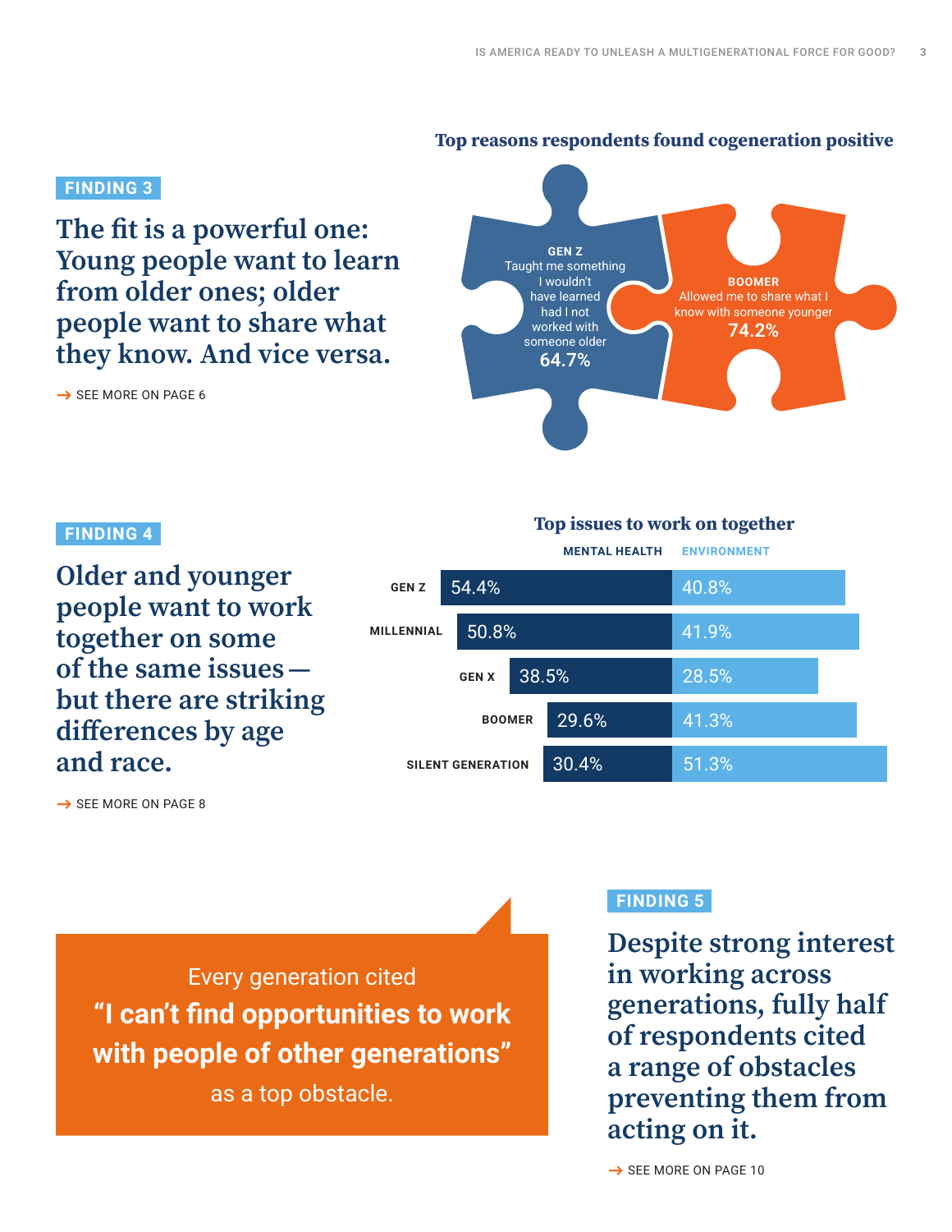**FINDING 3**

## The fit is a powerful one: Young people want to learn from older ones; older people want to share what they know. And vice versa.

→ SEE MORE ON PAGE 6

### Top reasons respondents found cogeneration positive

**GEN Z**
Taught me something I wouldn't have learned had I not worked with someone older
**64.7%**

**BOOMER**
Allowed me to share what I know with someone younger
**74.2%**

**FINDING 4**

## Older and younger people want to work together on some of the same issues — but there are striking differences by age and race.

→ SEE MORE ON PAGE 8

### Top issues to work on together

| | MENTAL HEALTH | ENVIRONMENT |
|---|---|---|
| GEN Z | 54.4% | 40.8% |
| MILLENNIAL | 50.8% | 41.9% |
| GEN X | 38.5% | 28.5% |
| BOOMER | 29.6% | 41.3% |
| SILENT GENERATION | 30.4% | 51.3% |

Every generation cited
**"I can't find opportunities to work with people of other generations"**
as a top obstacle.

**FINDING 5**

## Despite strong interest in working across generations, fully half of respondents cited a range of obstacles preventing them from acting on it.

→ SEE MORE ON PAGE 10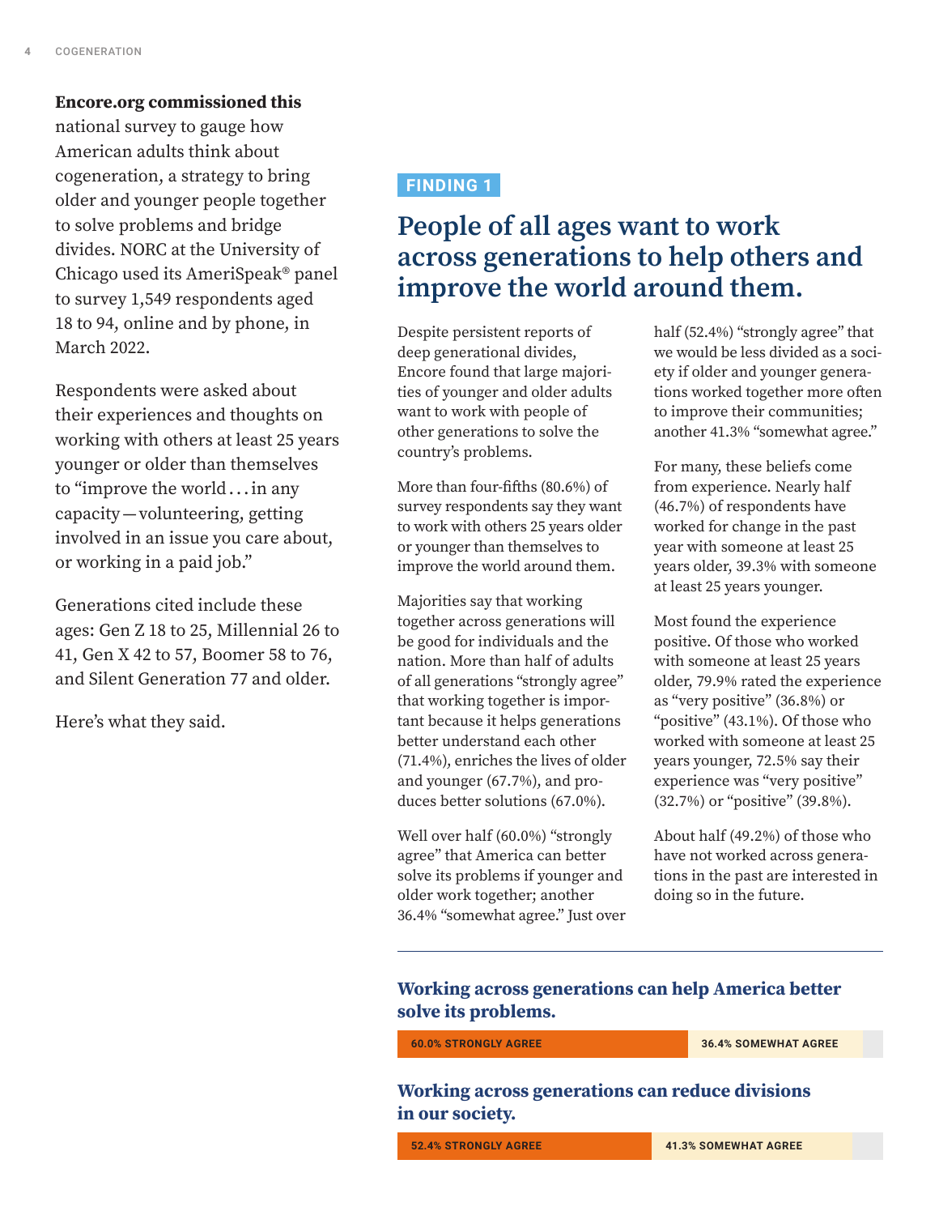**Encore.org commissioned this** national survey to gauge how American adults think about cogeneration, a strategy to bring older and younger people together to solve problems and bridge divides. NORC at the University of Chicago used its AmeriSpeak® panel to survey 1,549 respondents aged 18 to 94, online and by phone, in March 2022.

Respondents were asked about their experiences and thoughts on working with others at least 25 years younger or older than themselves to "improve the world . . . in any capacity — volunteering, getting involved in an issue you care about, or working in a paid job."

Generations cited include these ages: Gen Z 18 to 25, Millennial 26 to 41, Gen X 42 to 57, Boomer 58 to 76, and Silent Generation 77 and older.

Here's what they said.

**FINDING 1**

## People of all ages want to work across generations to help others and improve the world around them.

Despite persistent reports of deep generational divides, Encore found that large majorities of younger and older adults want to work with people of other generations to solve the country's problems.

More than four-fifths (80.6%) of survey respondents say they want to work with others 25 years older or younger than themselves to improve the world around them.

Majorities say that working together across generations will be good for individuals and the nation. More than half of adults of all generations "strongly agree" that working together is important because it helps generations better understand each other (71.4%), enriches the lives of older and younger (67.7%), and produces better solutions (67.0%).

Well over half (60.0%) "strongly agree" that America can better solve its problems if younger and older work together; another 36.4% "somewhat agree." Just over half (52.4%) "strongly agree" that we would be less divided as a society if older and younger generations worked together more often to improve their communities; another 41.3% "somewhat agree."

For many, these beliefs come from experience. Nearly half (46.7%) of respondents have worked for change in the past year with someone at least 25 years older, 39.3% with someone at least 25 years younger.

Most found the experience positive. Of those who worked with someone at least 25 years older, 79.9% rated the experience as "very positive" (36.8%) or "positive" (43.1%). Of those who worked with someone at least 25 years younger, 72.5% say their experience was "very positive" (32.7%) or "positive" (39.8%).

About half (49.2%) of those who have not worked across generations in the past are interested in doing so in the future.

### Working across generations can help America better solve its problems.

| STRONGLY AGREE | SOMEWHAT AGREE |
|---|---|
| 60.0% | 36.4% |

### Working across generations can reduce divisions in our society.

| STRONGLY AGREE | SOMEWHAT AGREE |
|---|---|
| 52.4% | 41.3% |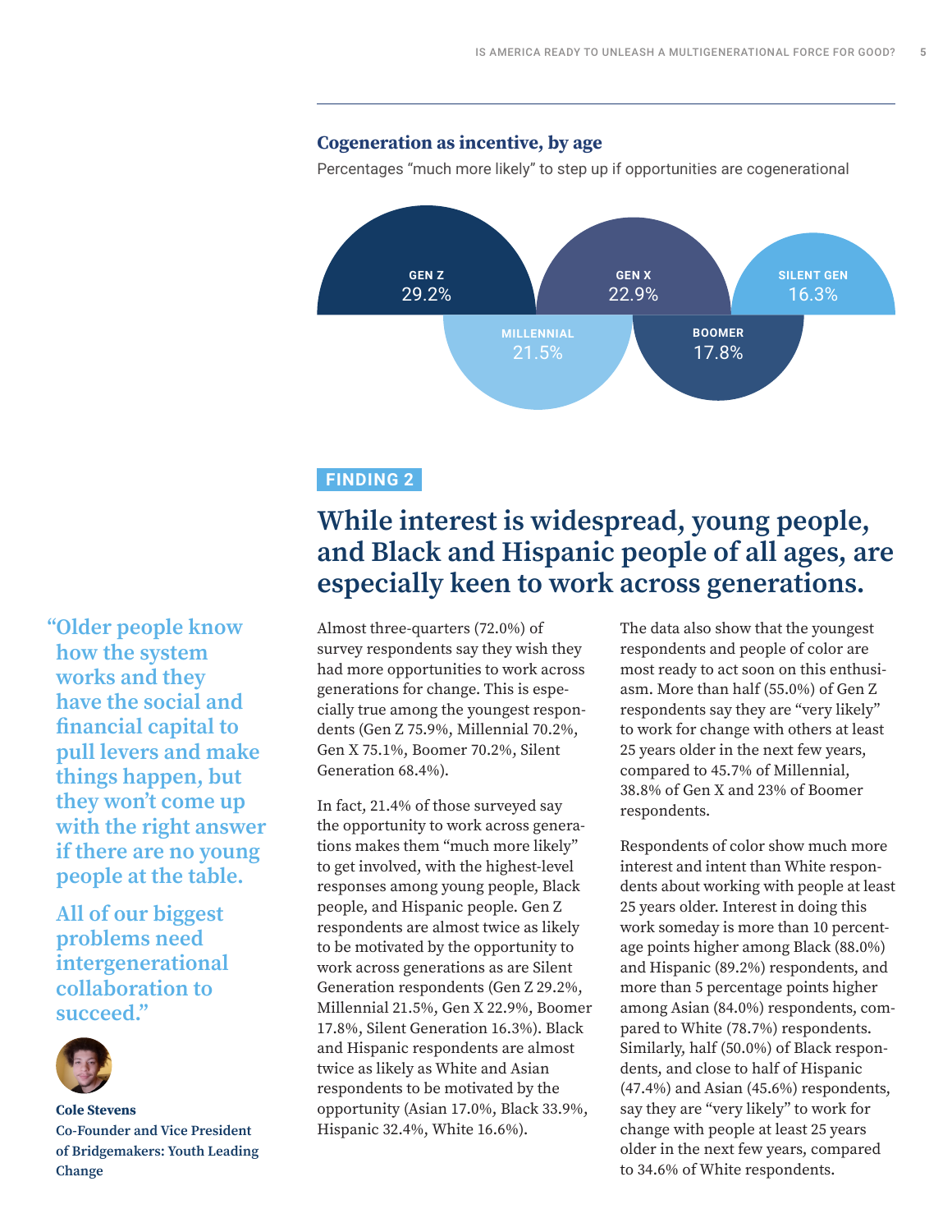### Cogeneration as incentive, by age

Percentages "much more likely" to step up if opportunities are cogenerational

| Generation | Percentage |
|---|---|
| GEN Z | 29.2% |
| MILLENNIAL | 21.5% |
| GEN X | 22.9% |
| BOOMER | 17.8% |
| SILENT GEN | 16.3% |

**FINDING 2**

## While interest is widespread, young people, and Black and Hispanic people of all ages, are especially keen to work across generations.

> **"Older people know how the system works and they have the social and financial capital to pull levers and make things happen, but they won't come up with the right answer if there are no young people at the table.**
>
> **All of our biggest problems need intergenerational collaboration to succeed."**
>
> **Cole Stevens**
> **Co-Founder and Vice President of Bridgemakers: Youth Leading Change**

Almost three-quarters (72.0%) of survey respondents say they wish they had more opportunities to work across generations for change. This is especially true among the youngest respondents (Gen Z 75.9%, Millennial 70.2%, Gen X 75.1%, Boomer 70.2%, Silent Generation 68.4%).

In fact, 21.4% of those surveyed say the opportunity to work across generations makes them "much more likely" to get involved, with the highest-level responses among young people, Black people, and Hispanic people. Gen Z respondents are almost twice as likely to be motivated by the opportunity to work across generations as are Silent Generation respondents (Gen Z 29.2%, Millennial 21.5%, Gen X 22.9%, Boomer 17.8%, Silent Generation 16.3%). Black and Hispanic respondents are almost twice as likely as White and Asian respondents to be motivated by the opportunity (Asian 17.0%, Black 33.9%, Hispanic 32.4%, White 16.6%).

The data also show that the youngest respondents and people of color are most ready to act soon on this enthusiasm. More than half (55.0%) of Gen Z respondents say they are "very likely" to work for change with others at least 25 years older in the next few years, compared to 45.7% of Millennial, 38.8% of Gen X and 23% of Boomer respondents.

Respondents of color show much more interest and intent than White respondents about working with people at least 25 years older. Interest in doing this work someday is more than 10 percentage points higher among Black (88.0%) and Hispanic (89.2%) respondents, and more than 5 percentage points higher among Asian (84.0%) respondents, compared to White (78.7%) respondents. Similarly, half (50.0%) of Black respondents, and close to half of Hispanic (47.4%) and Asian (45.6%) respondents, say they are "very likely" to work for change with people at least 25 years older in the next few years, compared to 34.6% of White respondents.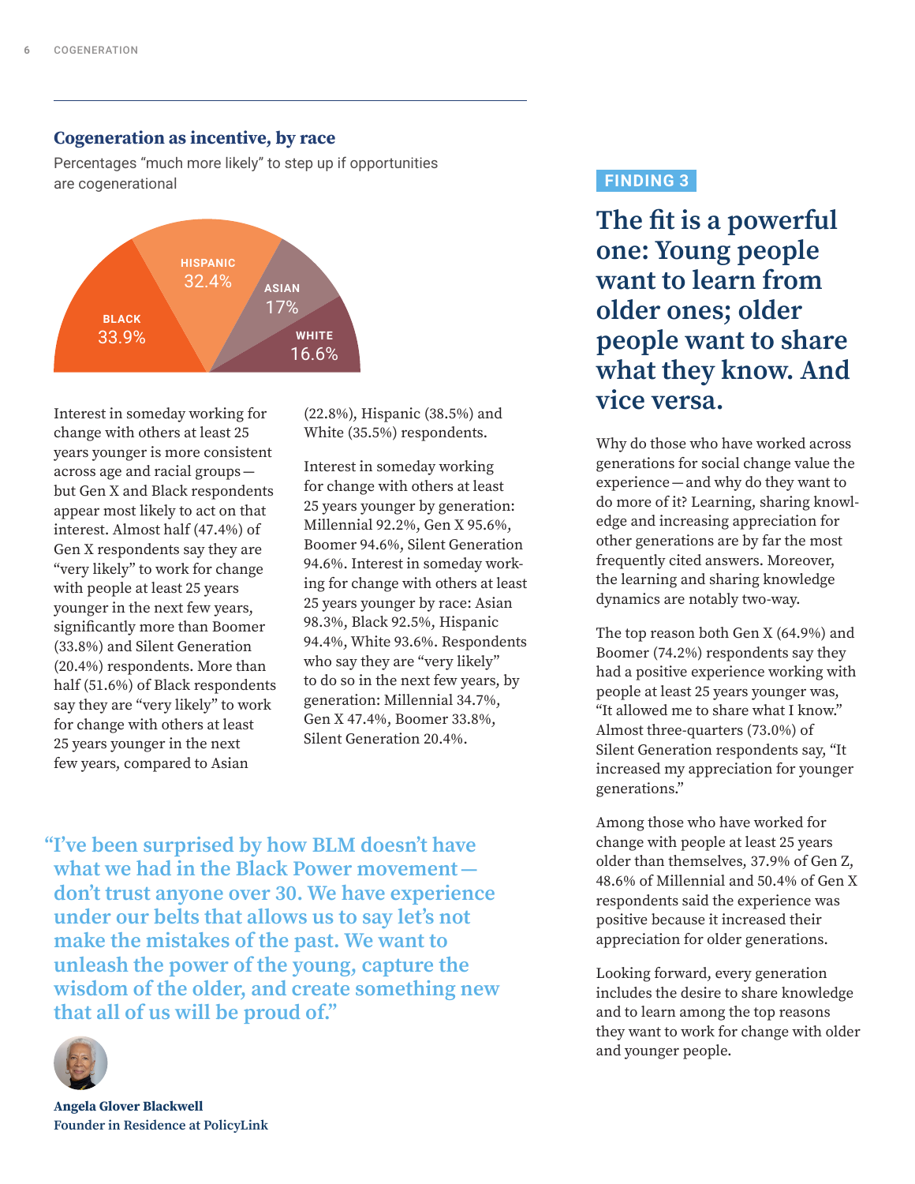### Cogeneration as incentive, by race

Percentages "much more likely" to step up if opportunities are cogenerational

BLACK 33.9%
HISPANIC 32.4%
ASIAN 17%
WHITE 16.6%

Interest in someday working for change with others at least 25 years younger is more consistent across age and racial groups — but Gen X and Black respondents appear most likely to act on that interest. Almost half (47.4%) of Gen X respondents say they are "very likely" to work for change with people at least 25 years younger in the next few years, significantly more than Boomer (33.8%) and Silent Generation (20.4%) respondents. More than half (51.6%) of Black respondents say they are "very likely" to work for change with others at least 25 years younger in the next few years, compared to Asian (22.8%), Hispanic (38.5%) and White (35.5%) respondents.

Interest in someday working for change with others at least 25 years younger by generation: Millennial 92.2%, Gen X 95.6%, Boomer 94.6%, Silent Generation 94.6%. Interest in someday working for change with others at least 25 years younger by race: Asian 98.3%, Black 92.5%, Hispanic 94.4%, White 93.6%. Respondents who say they are "very likely" to do so in the next few years, by generation: Millennial 34.7%, Gen X 47.4%, Boomer 33.8%, Silent Generation 20.4%.

> "I've been surprised by how BLM doesn't have what we had in the Black Power movement — don't trust anyone over 30. We have experience under our belts that allows us to say let's not make the mistakes of the past. We want to unleash the power of the young, capture the wisdom of the older, and create something new that all of us will be proud of."

**Angela Glover Blackwell**
**Founder in Residence at PolicyLink**

FINDING 3

## The fit is a powerful one: Young people want to learn from older ones; older people want to share what they know. And vice versa.

Why do those who have worked across generations for social change value the experience — and why do they want to do more of it? Learning, sharing knowledge and increasing appreciation for other generations are by far the most frequently cited answers. Moreover, the learning and sharing knowledge dynamics are notably two-way.

The top reason both Gen X (64.9%) and Boomer (74.2%) respondents say they had a positive experience working with people at least 25 years younger was, "It allowed me to share what I know." Almost three-quarters (73.0%) of Silent Generation respondents say, "It increased my appreciation for younger generations."

Among those who have worked for change with people at least 25 years older than themselves, 37.9% of Gen Z, 48.6% of Millennial and 50.4% of Gen X respondents said the experience was positive because it increased their appreciation for older generations.

Looking forward, every generation includes the desire to share knowledge and to learn among the top reasons they want to work for change with older and younger people.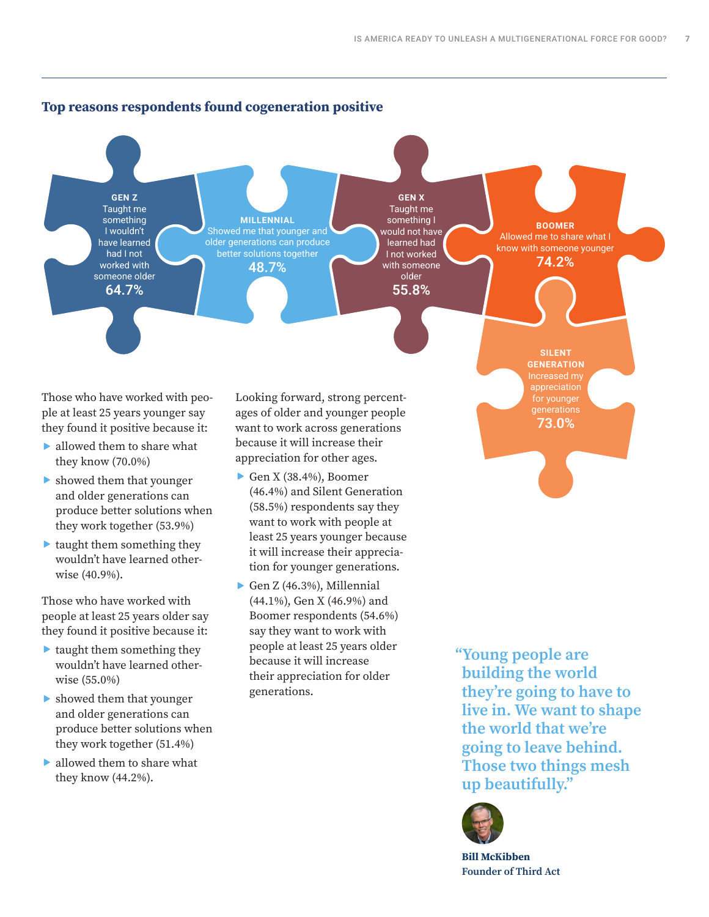## Top reasons respondents found cogeneration positive

**GEN Z**
Taught me something I wouldn't have learned had I not worked with someone older
**64.7%**

**MILLENNIAL**
Showed me that younger and older generations can produce better solutions together
**48.7%**

**GEN X**
Taught me something I would not have learned had I not worked with someone older
**55.8%**

**BOOMER**
Allowed me to share what I know with someone younger
**74.2%**

**SILENT GENERATION**
Increased my appreciation for younger generations
**73.0%**

Those who have worked with people at least 25 years younger say they found it positive because it:

- allowed them to share what they know (70.0%)
- showed them that younger and older generations can produce better solutions when they work together (53.9%)
- taught them something they wouldn't have learned otherwise (40.9%).

Those who have worked with people at least 25 years older say they found it positive because it:

- taught them something they wouldn't have learned otherwise (55.0%)
- showed them that younger and older generations can produce better solutions when they work together (51.4%)
- allowed them to share what they know (44.2%).

Looking forward, strong percentages of older and younger people want to work across generations because it will increase their appreciation for other ages.

- Gen X (38.4%), Boomer (46.4%) and Silent Generation (58.5%) respondents say they want to work with people at least 25 years younger because it will increase their appreciation for younger generations.
- Gen Z (46.3%), Millennial (44.1%), Gen X (46.9%) and Boomer respondents (54.6%) say they want to work with people at least 25 years older because it will increase their appreciation for older generations.

> "Young people are building the world they're going to have to live in. We want to shape the world that we're going to leave behind. Those two things mesh up beautifully."
>
> **Bill McKibben**
> **Founder of Third Act**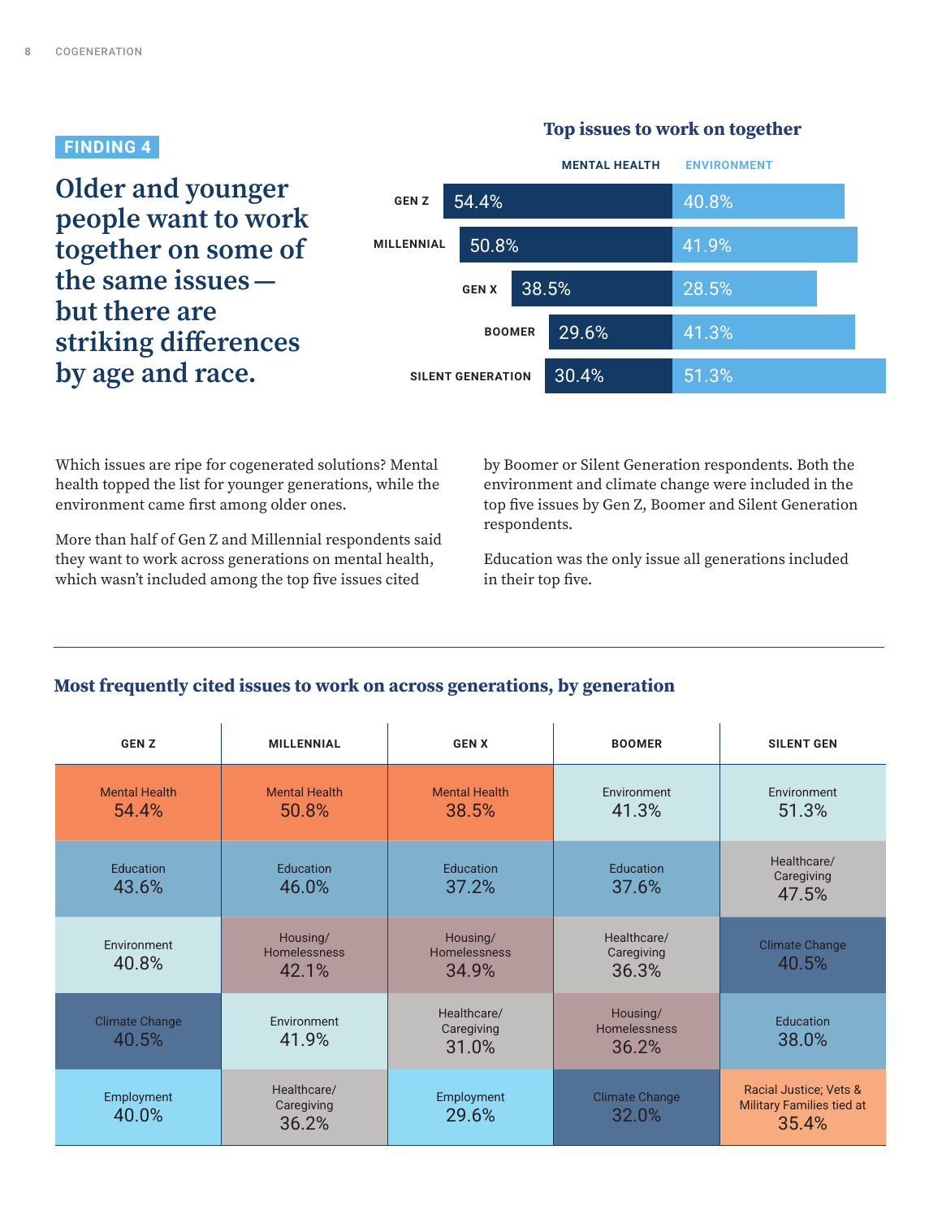**FINDING 4**

## Older and younger people want to work together on some of the same issues — but there are striking differences by age and race.

### Top issues to work on together

| | MENTAL HEALTH | ENVIRONMENT |
|---|---|---|
| GEN Z | 54.4% | 40.8% |
| MILLENNIAL | 50.8% | 41.9% |
| GEN X | 38.5% | 28.5% |
| BOOMER | 29.6% | 41.3% |
| SILENT GENERATION | 30.4% | 51.3% |

Which issues are ripe for cogenerated solutions? Mental health topped the list for younger generations, while the environment came first among older ones.

More than half of Gen Z and Millennial respondents said they want to work across generations on mental health, which wasn't included among the top five issues cited by Boomer or Silent Generation respondents. Both the environment and climate change were included in the top five issues by Gen Z, Boomer and Silent Generation respondents.

Education was the only issue all generations included in their top five.

### Most frequently cited issues to work on across generations, by generation

| GEN Z | MILLENNIAL | GEN X | BOOMER | SILENT GEN |
|---|---|---|---|---|
| Mental Health 54.4% | Mental Health 50.8% | Mental Health 38.5% | Environment 41.3% | Environment 51.3% |
| Education 43.6% | Education 46.0% | Education 37.2% | Education 37.6% | Healthcare/ Caregiving 47.5% |
| Environment 40.8% | Housing/ Homelessness 42.1% | Housing/ Homelessness 34.9% | Healthcare/ Caregiving 36.3% | Climate Change 40.5% |
| Climate Change 40.5% | Environment 41.9% | Healthcare/ Caregiving 31.0% | Housing/ Homelessness 36.2% | Education 38.0% |
| Employment 40.0% | Healthcare/ Caregiving 36.2% | Employment 29.6% | Climate Change 32.0% | Racial Justice; Vets & Military Families tied at 35.4% |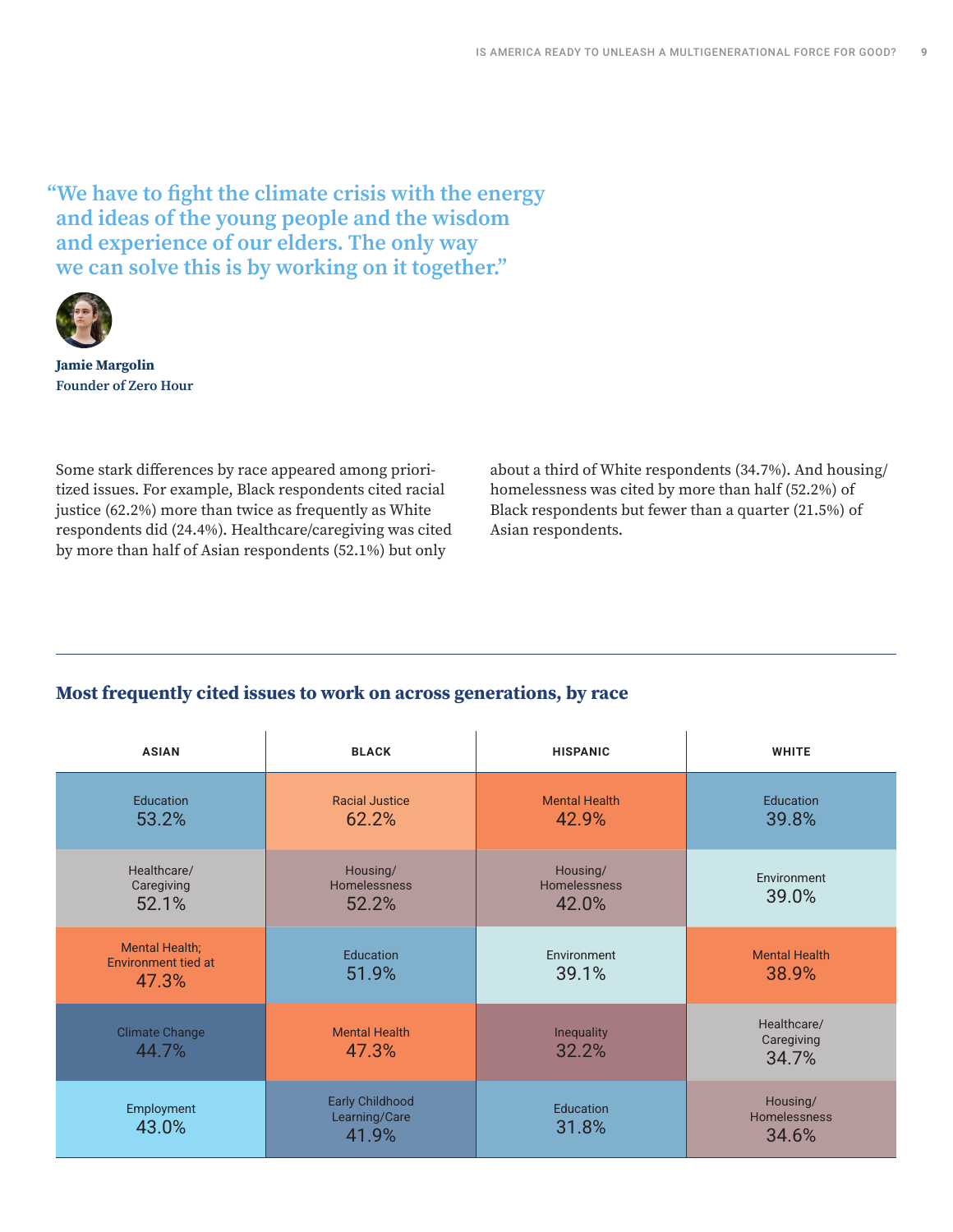> "We have to fight the climate crisis with the energy and ideas of the young people and the wisdom and experience of our elders. The only way we can solve this is by working on it together."

**Jamie Margolin**
**Founder of Zero Hour**

Some stark differences by race appeared among prioritized issues. For example, Black respondents cited racial justice (62.2%) more than twice as frequently as White respondents did (24.4%). Healthcare/caregiving was cited by more than half of Asian respondents (52.1%) but only about a third of White respondents (34.7%). And housing/homelessness was cited by more than half (52.2%) of Black respondents but fewer than a quarter (21.5%) of Asian respondents.

## Most frequently cited issues to work on across generations, by race

| ASIAN | BLACK | HISPANIC | WHITE |
|---|---|---|---|
| Education 53.2% | Racial Justice 62.2% | Mental Health 42.9% | Education 39.8% |
| Healthcare/Caregiving 52.1% | Housing/Homelessness 52.2% | Housing/Homelessness 42.0% | Environment 39.0% |
| Mental Health; Environment tied at 47.3% | Education 51.9% | Environment 39.1% | Mental Health 38.9% |
| Climate Change 44.7% | Mental Health 47.3% | Inequality 32.2% | Healthcare/Caregiving 34.7% |
| Employment 43.0% | Early Childhood Learning/Care 41.9% | Education 31.8% | Housing/Homelessness 34.6% |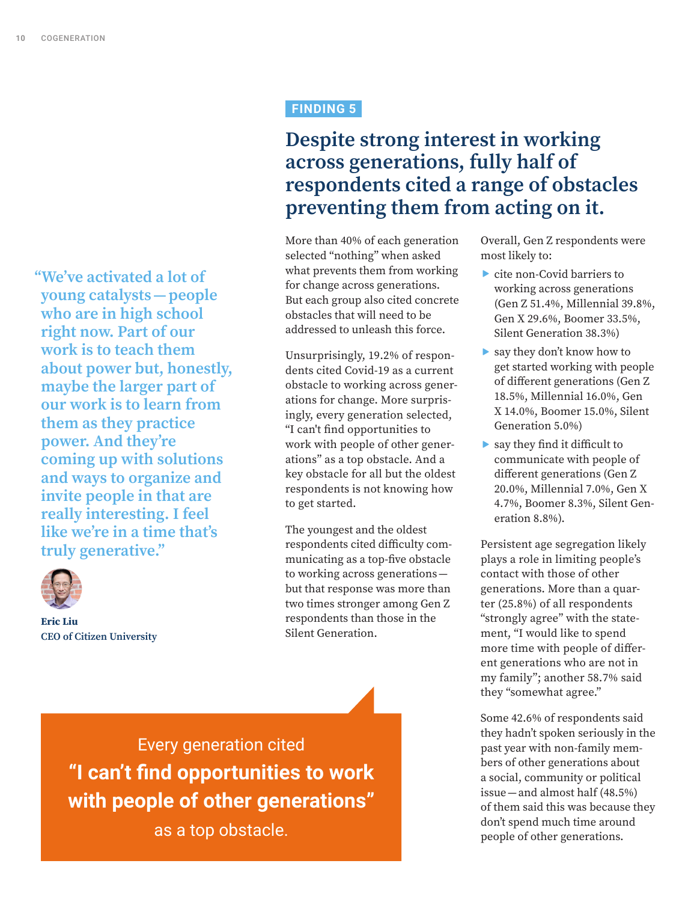FINDING 5

# Despite strong interest in working across generations, fully half of respondents cited a range of obstacles preventing them from acting on it.

More than 40% of each generation selected "nothing" when asked what prevents them from working for change across generations. But each group also cited concrete obstacles that will need to be addressed to unleash this force.

Unsurprisingly, 19.2% of respondents cited Covid-19 as a current obstacle to working across generations for change. More surprisingly, every generation selected, "I can't find opportunities to work with people of other generations" as a top obstacle. And a key obstacle for all but the oldest respondents is not knowing how to get started.

The youngest and the oldest respondents cited difficulty communicating as a top-five obstacle to working across generations—but that response was more than two times stronger among Gen Z respondents than those in the Silent Generation.

Overall, Gen Z respondents were most likely to:

- cite non-Covid barriers to working across generations (Gen Z 51.4%, Millennial 39.8%, Gen X 29.6%, Boomer 33.5%, Silent Generation 38.3%)
- say they don't know how to get started working with people of different generations (Gen Z 18.5%, Millennial 16.0%, Gen X 14.0%, Boomer 15.0%, Silent Generation 5.0%)
- say they find it difficult to communicate with people of different generations (Gen Z 20.0%, Millennial 7.0%, Gen X 4.7%, Boomer 8.3%, Silent Generation 8.8%).

Persistent age segregation likely plays a role in limiting people's contact with those of other generations. More than a quarter (25.8%) of all respondents "strongly agree" with the statement, "I would like to spend more time with people of different generations who are not in my family"; another 58.7% said they "somewhat agree."

Some 42.6% of respondents said they hadn't spoken seriously in the past year with non-family members of other generations about a social, community or political issue—and almost half (48.5%) of them said this was because they don't spend much time around people of other generations.

> "We've activated a lot of young catalysts—people who are in high school right now. Part of our work is to teach them about power but, honestly, maybe the larger part of our work is to learn from them as they practice power. And they're coming up with solutions and ways to organize and invite people in that are really interesting. I feel like we're in a time that's truly generative."
>
> **Eric Liu**
> **CEO of Citizen University**

Every generation cited
**"I can't find opportunities to work with people of other generations"**
as a top obstacle.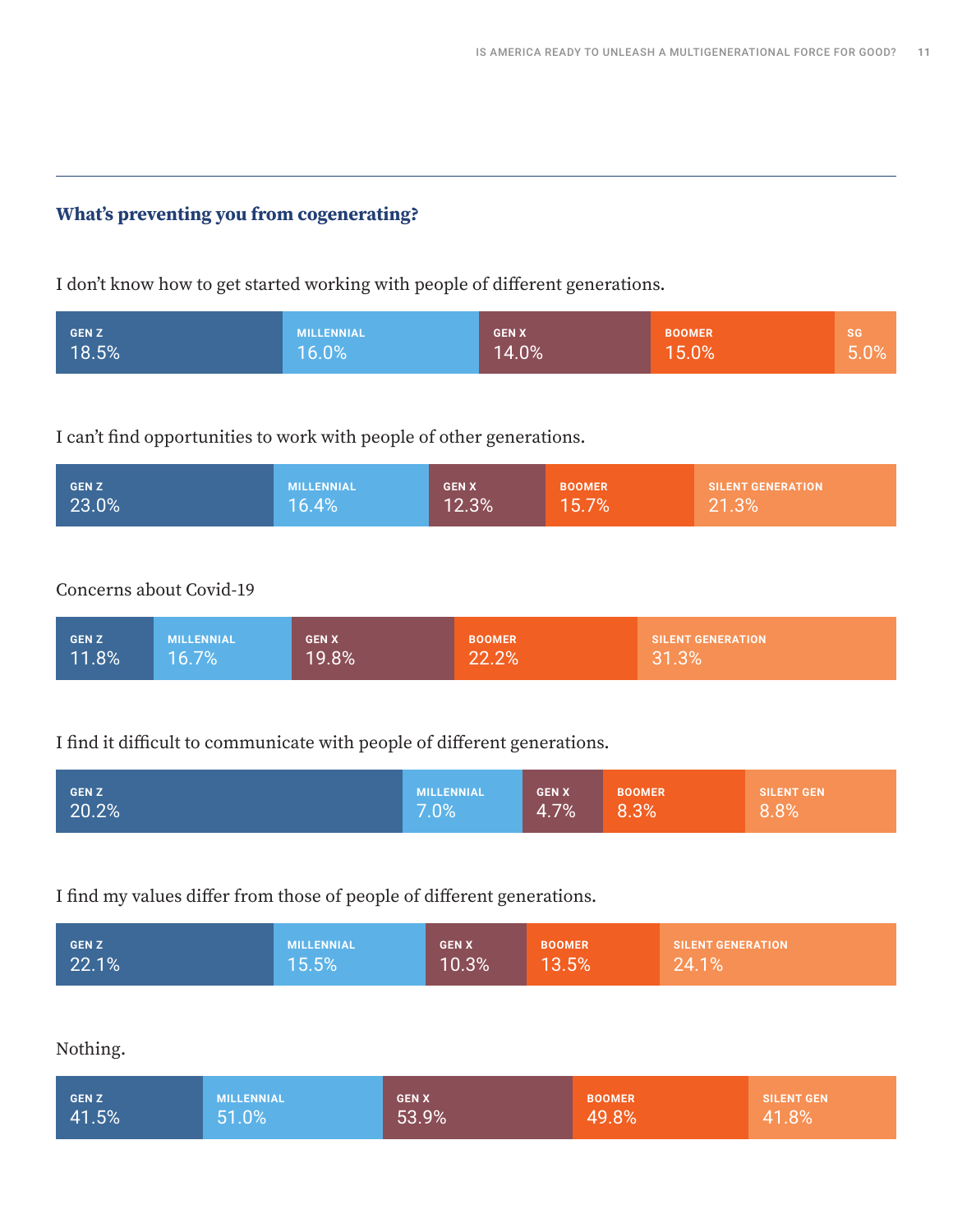**What's preventing you from cogenerating?**

I don't know how to get started working with people of different generations.

| GEN Z | MILLENNIAL | GEN X | BOOMER | SG |
|---|---|---|---|---|
| 18.5% | 16.0% | 14.0% | 15.0% | 5.0% |

I can't find opportunities to work with people of other generations.

| GEN Z | MILLENNIAL | GEN X | BOOMER | SILENT GENERATION |
|---|---|---|---|---|
| 23.0% | 16.4% | 12.3% | 15.7% | 21.3% |

Concerns about Covid-19

| GEN Z | MILLENNIAL | GEN X | BOOMER | SILENT GENERATION |
|---|---|---|---|---|
| 11.8% | 16.7% | 19.8% | 22.2% | 31.3% |

I find it difficult to communicate with people of different generations.

| GEN Z | MILLENNIAL | GEN X | BOOMER | SILENT GEN |
|---|---|---|---|---|
| 20.2% | 7.0% | 4.7% | 8.3% | 8.8% |

I find my values differ from those of people of different generations.

| GEN Z | MILLENNIAL | GEN X | BOOMER | SILENT GENERATION |
|---|---|---|---|---|
| 22.1% | 15.5% | 10.3% | 13.5% | 24.1% |

Nothing.

| GEN Z | MILLENNIAL | GEN X | BOOMER | SILENT GEN |
|---|---|---|---|---|
| 41.5% | 51.0% | 53.9% | 49.8% | 41.8% |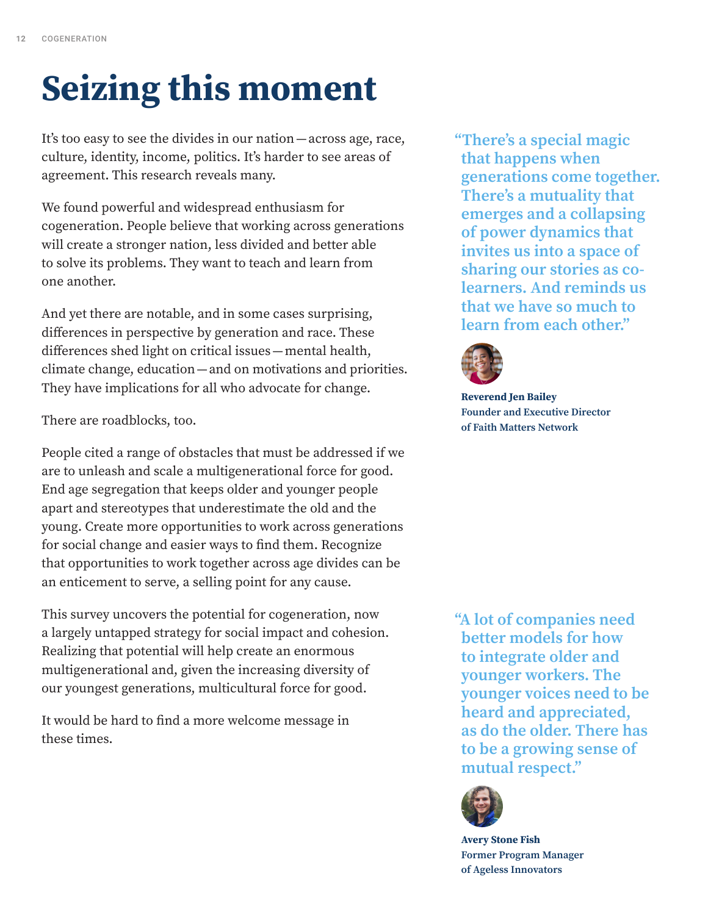# Seizing this moment

It's too easy to see the divides in our nation — across age, race, culture, identity, income, politics. It's harder to see areas of agreement. This research reveals many.

We found powerful and widespread enthusiasm for cogeneration. People believe that working across generations will create a stronger nation, less divided and better able to solve its problems. They want to teach and learn from one another.

And yet there are notable, and in some cases surprising, differences in perspective by generation and race. These differences shed light on critical issues — mental health, climate change, education — and on motivations and priorities. They have implications for all who advocate for change.

There are roadblocks, too.

People cited a range of obstacles that must be addressed if we are to unleash and scale a multigenerational force for good. End age segregation that keeps older and younger people apart and stereotypes that underestimate the old and the young. Create more opportunities to work across generations for social change and easier ways to find them. Recognize that opportunities to work together across age divides can be an enticement to serve, a selling point for any cause.

This survey uncovers the potential for cogeneration, now a largely untapped strategy for social impact and cohesion. Realizing that potential will help create an enormous multigenerational and, given the increasing diversity of our youngest generations, multicultural force for good.

It would be hard to find a more welcome message in these times.

> "There's a special magic that happens when generations come together. There's a mutuality that emerges and a collapsing of power dynamics that invites us into a space of sharing our stories as co-learners. And reminds us that we have so much to learn from each other."
>
> **Reverend Jen Bailey**
> **Founder and Executive Director of Faith Matters Network**

> "A lot of companies need better models for how to integrate older and younger workers. The younger voices need to be heard and appreciated, as do the older. There has to be a growing sense of mutual respect."
>
> **Avery Stone Fish**
> **Former Program Manager of Ageless Innovators**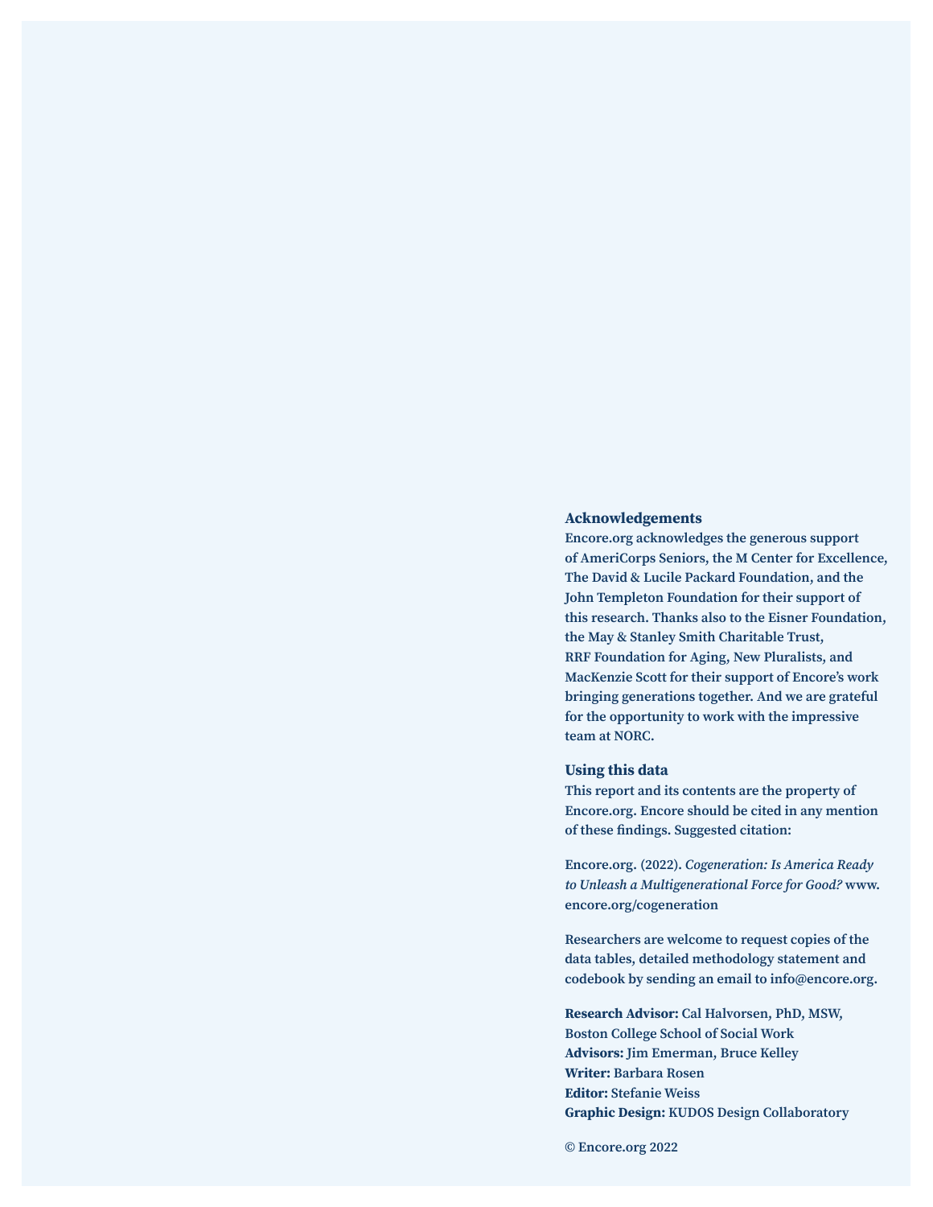## Acknowledgements

Encore.org acknowledges the generous support of AmeriCorps Seniors, the M Center for Excellence, The David & Lucile Packard Foundation, and the John Templeton Foundation for their support of this research. Thanks also to the Eisner Foundation, the May & Stanley Smith Charitable Trust, RRF Foundation for Aging, New Pluralists, and MacKenzie Scott for their support of Encore's work bringing generations together. And we are grateful for the opportunity to work with the impressive team at NORC.

## Using this data

This report and its contents are the property of Encore.org. Encore should be cited in any mention of these findings. Suggested citation:

Encore.org. (2022). *Cogeneration: Is America Ready to Unleash a Multigenerational Force for Good?* www.encore.org/cogeneration

Researchers are welcome to request copies of the data tables, detailed methodology statement and codebook by sending an email to info@encore.org.

**Research Advisor:** Cal Halvorsen, PhD, MSW, Boston College School of Social Work
**Advisors:** Jim Emerman, Bruce Kelley
**Writer:** Barbara Rosen
**Editor:** Stefanie Weiss
**Graphic Design:** KUDOS Design Collaboratory

© Encore.org 2022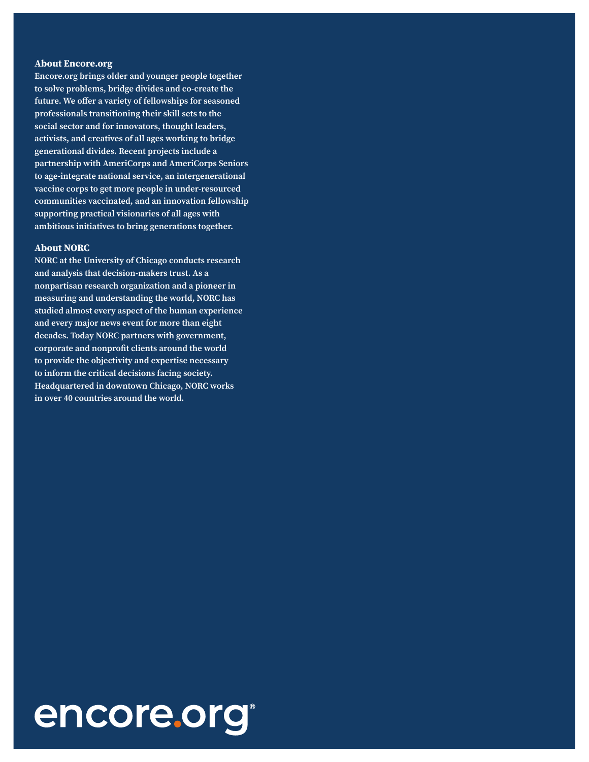## About Encore.org

**Encore.org brings older and younger people together to solve problems, bridge divides and co-create the future. We offer a variety of fellowships for seasoned professionals transitioning their skill sets to the social sector and for innovators, thought leaders, activists, and creatives of all ages working to bridge generational divides. Recent projects include a partnership with AmeriCorps and AmeriCorps Seniors to age-integrate national service, an intergenerational vaccine corps to get more people in under-resourced communities vaccinated, and an innovation fellowship supporting practical visionaries of all ages with ambitious initiatives to bring generations together.**

## About NORC

**NORC at the University of Chicago conducts research and analysis that decision-makers trust. As a nonpartisan research organization and a pioneer in measuring and understanding the world, NORC has studied almost every aspect of the human experience and every major news event for more than eight decades. Today NORC partners with government, corporate and nonprofit clients around the world to provide the objectivity and expertise necessary to inform the critical decisions facing society. Headquartered in downtown Chicago, NORC works in over 40 countries around the world.**

encore.org®